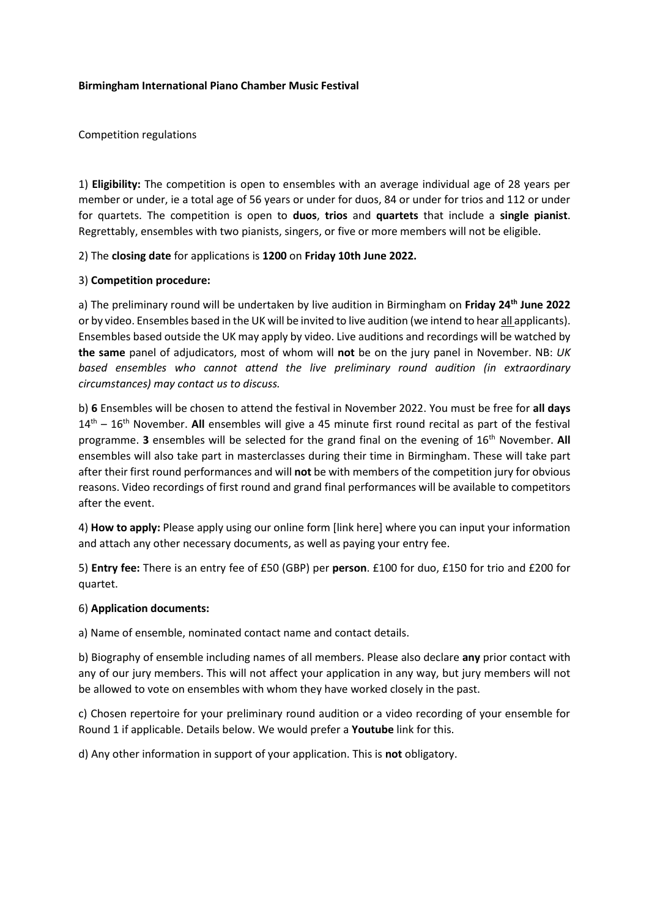**Birmingham International Piano Chamber Music Festival**

Competition regulations

1) **Eligibility:** The competition is open to ensembles with an average individual age of 28 years per member or under, ie a total age of 56 years or under for duos, 84 or under for trios and 112 or under for quartets. The competition is open to **duos**, **trios** and **quartets** that include a **single pianist**. Regrettably, ensembles with two pianists, singers, or five or more members will not be eligible.

2) The **closing date** for applications is **1200** on **Friday 10th June 2022.**

3) **Competition procedure:**

a) The preliminary round will be undertaken by live audition in Birmingham on **Friday 24th June 2022** or by video. Ensembles based in the UK will be invited to live audition (we intend to hear <u>all</u> applicants). Ensembles based outside the UK may apply by video. Live auditions and recordings will be watched by **the same** panel of adjudicators, most of whom will **not** be on the jury panel in November. NB: *UK based ensembles who cannot attend the live preliminary round audition (in extraordinary circumstances) may contact us to discuss.*

b) **6** Ensembles will be chosen to attend the festival in November 2022. You must be free for **all days** 14th – 16th November. **All** ensembles will give a 45 minute first round recital as part of the festival programme. **3** ensembles will be selected for the grand final on the evening of 16th November. **All** ensembles will also take part in masterclasses during their time in Birmingham. These will take part after their first round performances and will **not** be with members of the competition jury for obvious reasons. Video recordings of first round and grand final performances will be available to competitors after the event.

4) **How to apply:** Please apply using our online form [link here] where you can input your information and attach any other necessary documents, as well as paying your entry fee.

5) **Entry fee:** There is an entry fee of £50 (GBP) per **person**. £100 for duo, £150 for trio and £200 for quartet.

6) **Application documents:**

a) Name of ensemble, nominated contact name and contact details.

b) Biography of ensemble including names of all members. Please also declare **any** prior contact with any of our jury members. This will not affect your application in any way, but jury members will not be allowed to vote on ensembles with whom they have worked closely in the past.

c) Chosen repertoire for your preliminary round audition or a video recording of your ensemble for Round 1 if applicable. Details below. We would prefer a **Youtube** link for this.

d) Any other information in support of your application. This is **not** obligatory.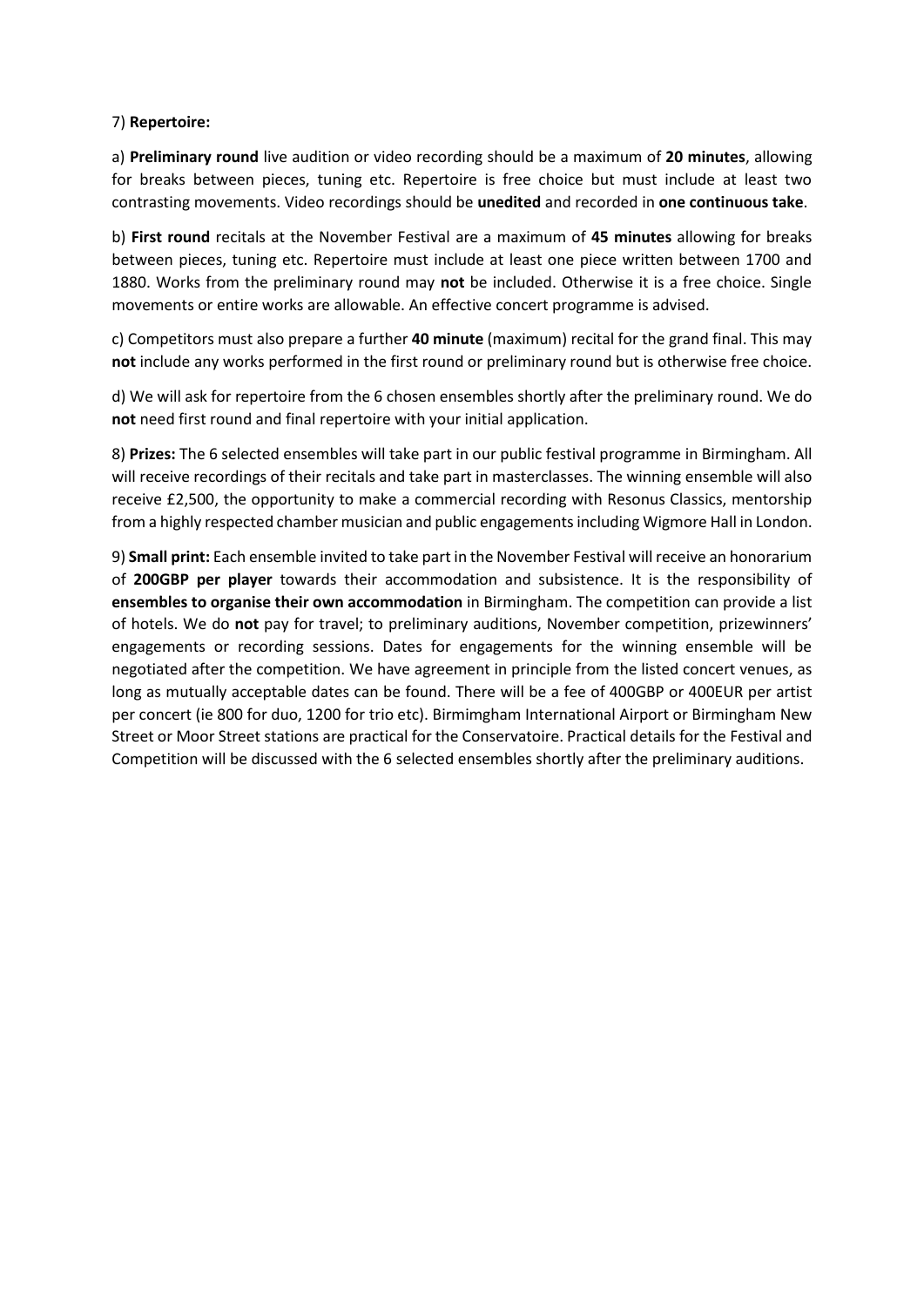7) **Repertoire:**

a) **Preliminary round** live audition or video recording should be a maximum of **20 minutes**, allowing for breaks between pieces, tuning etc. Repertoire is free choice but must include at least two contrasting movements. Video recordings should be **unedited** and recorded in **one continuous take**.

b) **First round** recitals at the November Festival are a maximum of **45 minutes** allowing for breaks between pieces, tuning etc. Repertoire must include at least one piece written between 1700 and 1880. Works from the preliminary round may **not** be included. Otherwise it is a free choice. Single movements or entire works are allowable. An effective concert programme is advised.

c) Competitors must also prepare a further **40 minute** (maximum) recital for the grand final. This may **not** include any works performed in the first round or preliminary round but is otherwise free choice.

d) We will ask for repertoire from the 6 chosen ensembles shortly after the preliminary round. We do **not** need first round and final repertoire with your initial application.

8) **Prizes:** The 6 selected ensembles will take part in our public festival programme in Birmingham. All will receive recordings of their recitals and take part in masterclasses. The winning ensemble will also receive £2,500, the opportunity to make a commercial recording with Resonus Classics, mentorship from a highly respected chamber musician and public engagements including Wigmore Hall in London.

9) **Small print:** Each ensemble invited to take part in the November Festival will receive an honorarium of **200GBP per player** towards their accommodation and subsistence. It is the responsibility of **ensembles to organise their own accommodation** in Birmingham. The competition can provide a list of hotels. We do **not** pay for travel; to preliminary auditions, November competition, prizewinners' engagements or recording sessions. Dates for engagements for the winning ensemble will be negotiated after the competition. We have agreement in principle from the listed concert venues, as long as mutually acceptable dates can be found. There will be a fee of 400GBP or 400EUR per artist per concert (ie 800 for duo, 1200 for trio etc). Birmimgham International Airport or Birmingham New Street or Moor Street stations are practical for the Conservatoire. Practical details for the Festival and Competition will be discussed with the 6 selected ensembles shortly after the preliminary auditions.